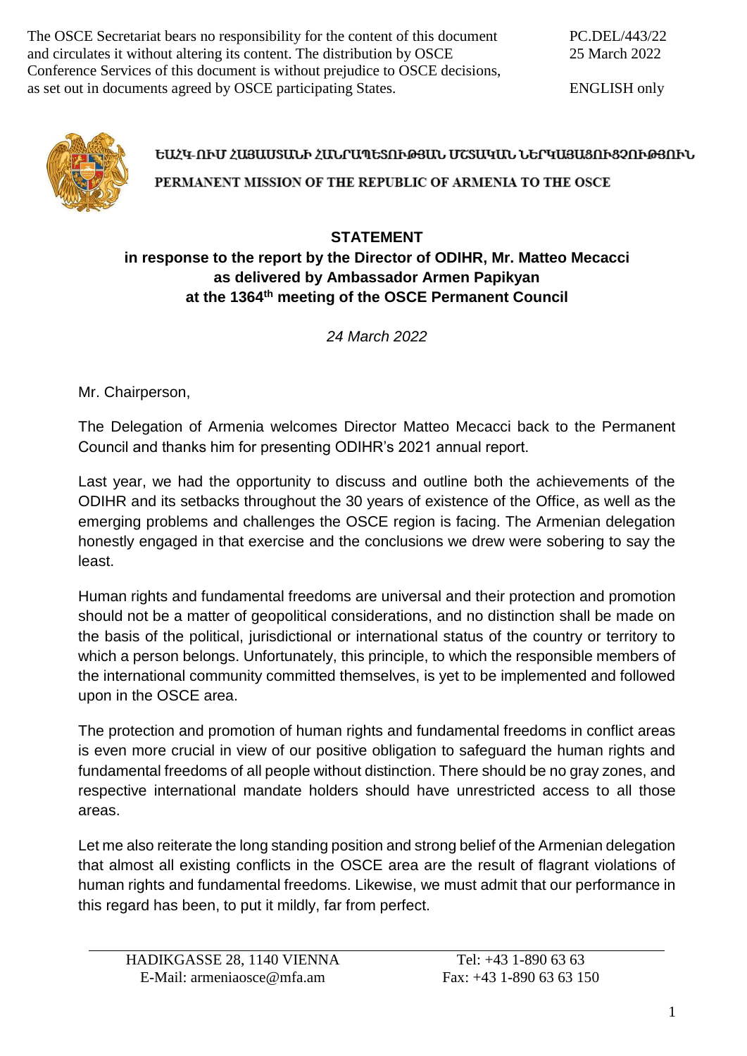The OSCE Secretariat bears no responsibility for the content of this document and circulates it without altering its content. The distribution by OSCE Conference Services of this document is without prejudice to OSCE decisions, as set out in documents agreed by OSCE participating States.

PC.DEL/443/22
25 March 2022

ENGLISH only

ԵԱՀԿ-ՈՒՄ ՀԱՅԱՍՏԱՆԻ ՀԱՆՐԱՊԵՏՈՒԹՅԱՆ ՄՇՏԱԿԱՆ ՆԵՐԿԱՅԱՑՈՒՑՉՈՒԹՅՈՒՆ

PERMANENT MISSION OF THE REPUBLIC OF ARMENIA TO THE OSCE

**STATEMENT**
**in response to the report by the Director of ODIHR, Mr. Matteo Mecacci**
**as delivered by Ambassador Armen Papikyan**
**at the 1364th meeting of the OSCE Permanent Council**

*24 March 2022*

Mr. Chairperson,

The Delegation of Armenia welcomes Director Matteo Mecacci back to the Permanent Council and thanks him for presenting ODIHR's 2021 annual report.

Last year, we had the opportunity to discuss and outline both the achievements of the ODIHR and its setbacks throughout the 30 years of existence of the Office, as well as the emerging problems and challenges the OSCE region is facing. The Armenian delegation honestly engaged in that exercise and the conclusions we drew were sobering to say the least.

Human rights and fundamental freedoms are universal and their protection and promotion should not be a matter of geopolitical considerations, and no distinction shall be made on the basis of the political, jurisdictional or international status of the country or territory to which a person belongs. Unfortunately, this principle, to which the responsible members of the international community committed themselves, is yet to be implemented and followed upon in the OSCE area.

The protection and promotion of human rights and fundamental freedoms in conflict areas is even more crucial in view of our positive obligation to safeguard the human rights and fundamental freedoms of all people without distinction. There should be no gray zones, and respective international mandate holders should have unrestricted access to all those areas.

Let me also reiterate the long standing position and strong belief of the Armenian delegation that almost all existing conflicts in the OSCE area are the result of flagrant violations of human rights and fundamental freedoms. Likewise, we must admit that our performance in this regard has been, to put it mildly, far from perfect.

HADIKGASSE 28, 1140 VIENNA
E-Mail: armeniaosce@mfa.am

Tel: +43 1-890 63 63
Fax: +43 1-890 63 63 150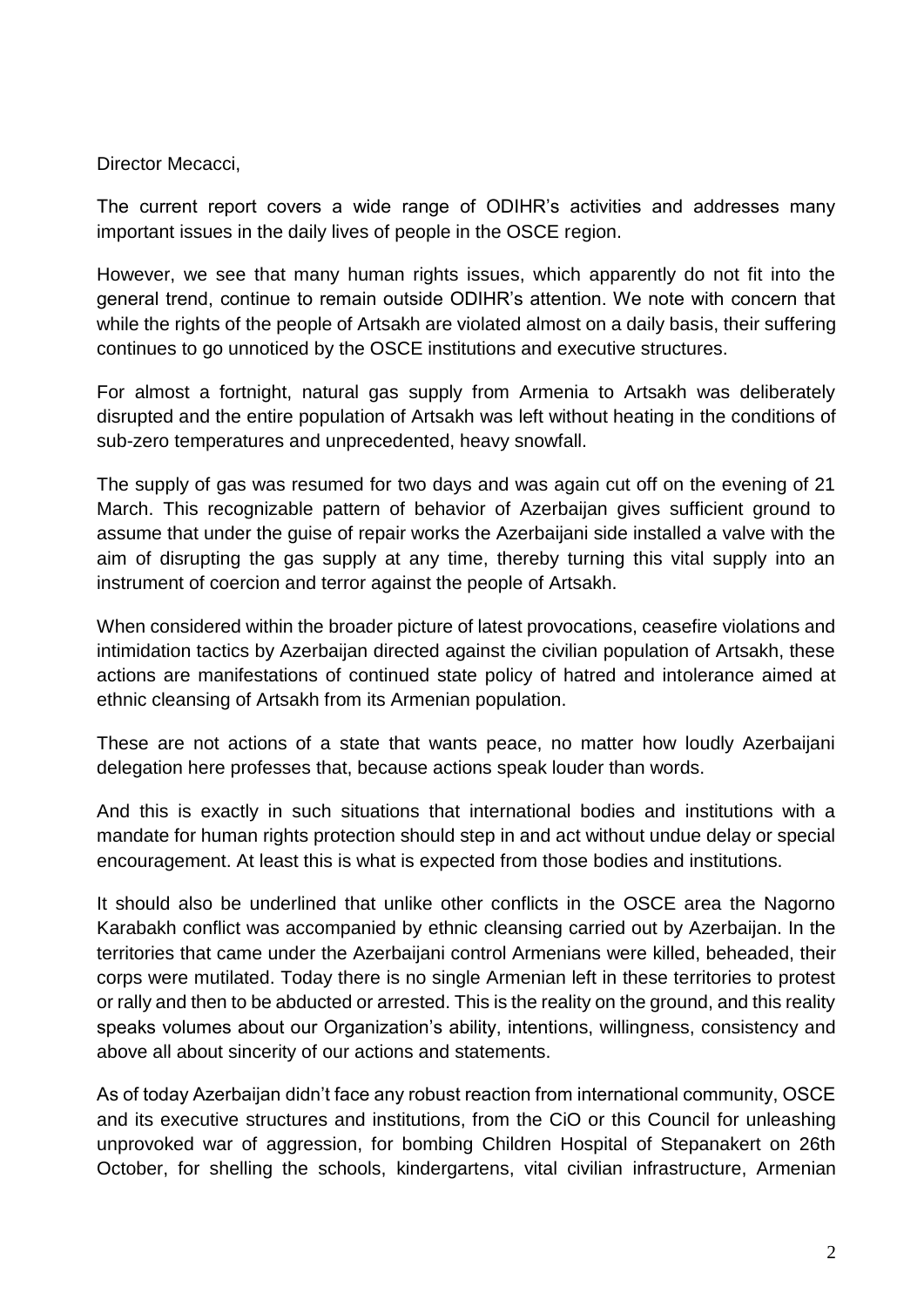Director Mecacci,

The current report covers a wide range of ODIHR's activities and addresses many important issues in the daily lives of people in the OSCE region.

However, we see that many human rights issues, which apparently do not fit into the general trend, continue to remain outside ODIHR's attention. We note with concern that while the rights of the people of Artsakh are violated almost on a daily basis, their suffering continues to go unnoticed by the OSCE institutions and executive structures.

For almost a fortnight, natural gas supply from Armenia to Artsakh was deliberately disrupted and the entire population of Artsakh was left without heating in the conditions of sub-zero temperatures and unprecedented, heavy snowfall.

The supply of gas was resumed for two days and was again cut off on the evening of 21 March. This recognizable pattern of behavior of Azerbaijan gives sufficient ground to assume that under the guise of repair works the Azerbaijani side installed a valve with the aim of disrupting the gas supply at any time, thereby turning this vital supply into an instrument of coercion and terror against the people of Artsakh.

When considered within the broader picture of latest provocations, ceasefire violations and intimidation tactics by Azerbaijan directed against the civilian population of Artsakh, these actions are manifestations of continued state policy of hatred and intolerance aimed at ethnic cleansing of Artsakh from its Armenian population.

These are not actions of a state that wants peace, no matter how loudly Azerbaijani delegation here professes that, because actions speak louder than words.

And this is exactly in such situations that international bodies and institutions with a mandate for human rights protection should step in and act without undue delay or special encouragement. At least this is what is expected from those bodies and institutions.

It should also be underlined that unlike other conflicts in the OSCE area the Nagorno Karabakh conflict was accompanied by ethnic cleansing carried out by Azerbaijan. In the territories that came under the Azerbaijani control Armenians were killed, beheaded, their corps were mutilated. Today there is no single Armenian left in these territories to protest or rally and then to be abducted or arrested. This is the reality on the ground, and this reality speaks volumes about our Organization's ability, intentions, willingness, consistency and above all about sincerity of our actions and statements.

As of today Azerbaijan didn't face any robust reaction from international community, OSCE and its executive structures and institutions, from the CiO or this Council for unleashing unprovoked war of aggression, for bombing Children Hospital of Stepanakert on 26th October, for shelling the schools, kindergartens, vital civilian infrastructure, Armenian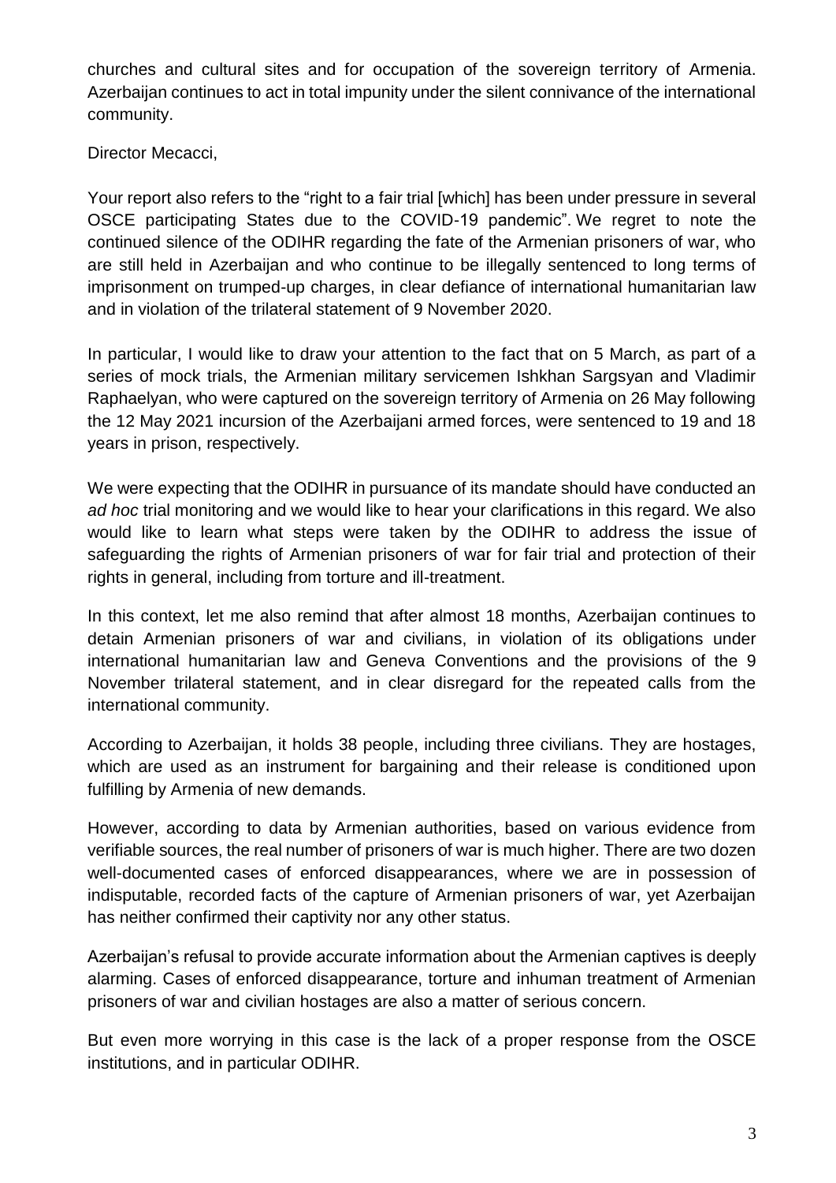churches and cultural sites and for occupation of the sovereign territory of Armenia. Azerbaijan continues to act in total impunity under the silent connivance of the international community.

Director Mecacci,

Your report also refers to the "right to a fair trial [which] has been under pressure in several OSCE participating States due to the COVID-19 pandemic". We regret to note the continued silence of the ODIHR regarding the fate of the Armenian prisoners of war, who are still held in Azerbaijan and who continue to be illegally sentenced to long terms of imprisonment on trumped-up charges, in clear defiance of international humanitarian law and in violation of the trilateral statement of 9 November 2020.

In particular, I would like to draw your attention to the fact that on 5 March, as part of a series of mock trials, the Armenian military servicemen Ishkhan Sargsyan and Vladimir Raphaelyan, who were captured on the sovereign territory of Armenia on 26 May following the 12 May 2021 incursion of the Azerbaijani armed forces, were sentenced to 19 and 18 years in prison, respectively.

We were expecting that the ODIHR in pursuance of its mandate should have conducted an *ad hoc* trial monitoring and we would like to hear your clarifications in this regard. We also would like to learn what steps were taken by the ODIHR to address the issue of safeguarding the rights of Armenian prisoners of war for fair trial and protection of their rights in general, including from torture and ill-treatment.

In this context, let me also remind that after almost 18 months, Azerbaijan continues to detain Armenian prisoners of war and civilians, in violation of its obligations under international humanitarian law and Geneva Conventions and the provisions of the 9 November trilateral statement, and in clear disregard for the repeated calls from the international community.

According to Azerbaijan, it holds 38 people, including three civilians. They are hostages, which are used as an instrument for bargaining and their release is conditioned upon fulfilling by Armenia of new demands.

However, according to data by Armenian authorities, based on various evidence from verifiable sources, the real number of prisoners of war is much higher. There are two dozen well-documented cases of enforced disappearances, where we are in possession of indisputable, recorded facts of the capture of Armenian prisoners of war, yet Azerbaijan has neither confirmed their captivity nor any other status.

Azerbaijan's refusal to provide accurate information about the Armenian captives is deeply alarming. Cases of enforced disappearance, torture and inhuman treatment of Armenian prisoners of war and civilian hostages are also a matter of serious concern.

But even more worrying in this case is the lack of a proper response from the OSCE institutions, and in particular ODIHR.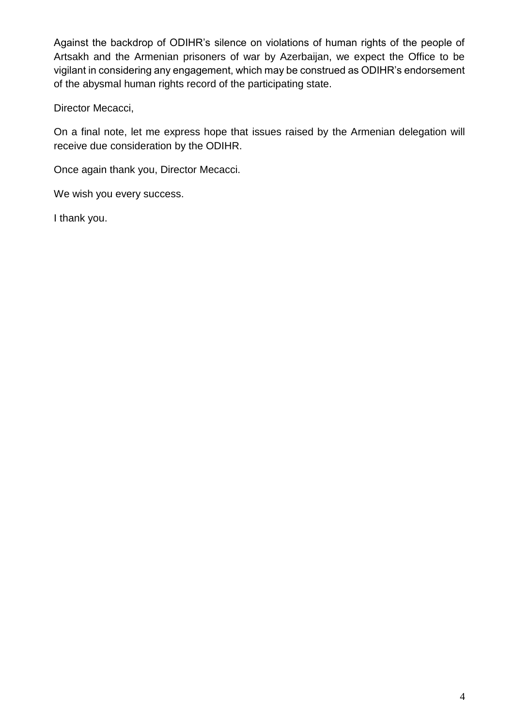Against the backdrop of ODIHR's silence on violations of human rights of the people of Artsakh and the Armenian prisoners of war by Azerbaijan, we expect the Office to be vigilant in considering any engagement, which may be construed as ODIHR's endorsement of the abysmal human rights record of the participating state.

Director Mecacci,

On a final note, let me express hope that issues raised by the Armenian delegation will receive due consideration by the ODIHR.

Once again thank you, Director Mecacci.

We wish you every success.

I thank you.